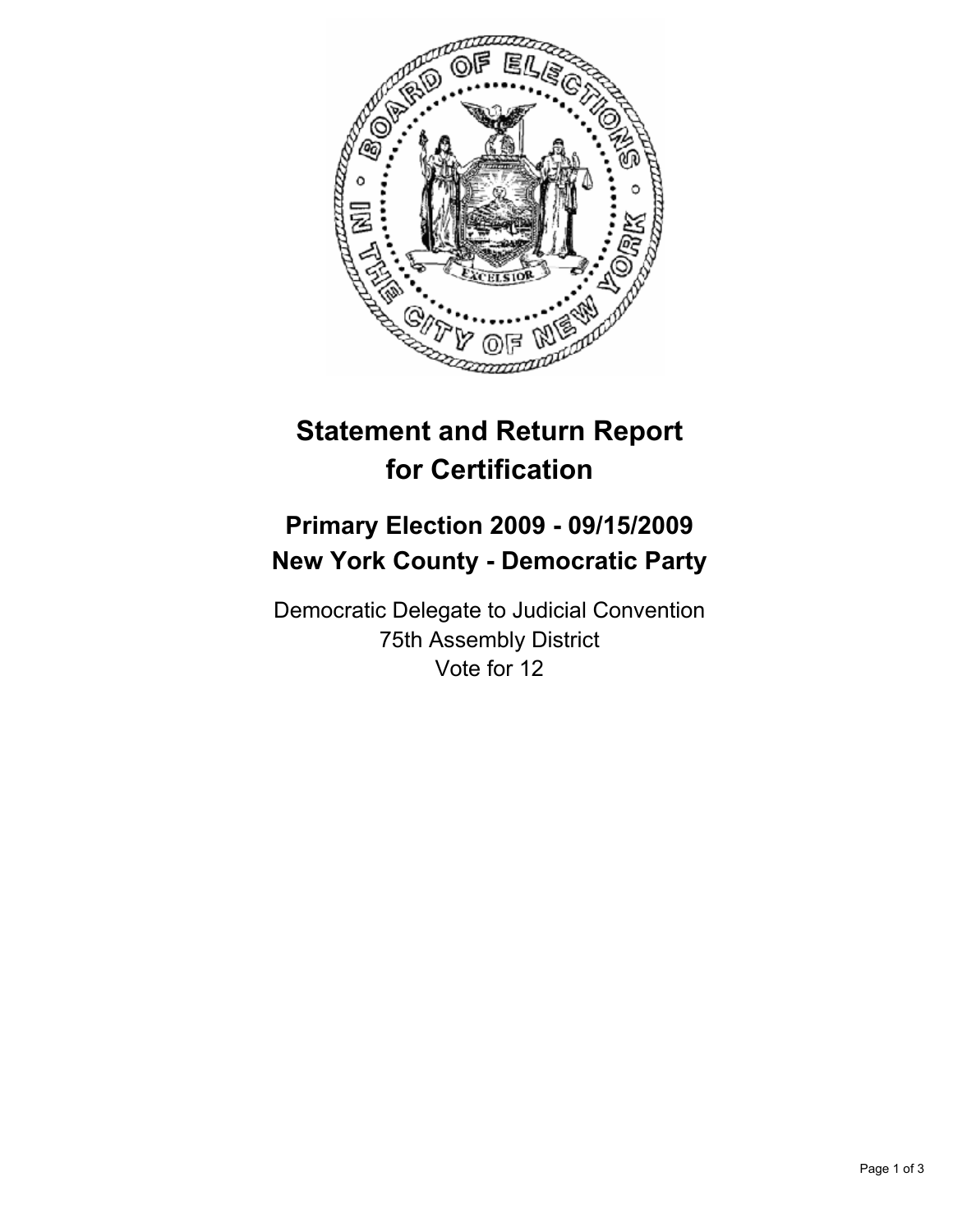# Statement and Return Report for Certification

## Primary Election 2009 - 09/15/2009
## New York County - Democratic Party

Democratic Delegate to Judicial Convention
75th Assembly District
Vote for 12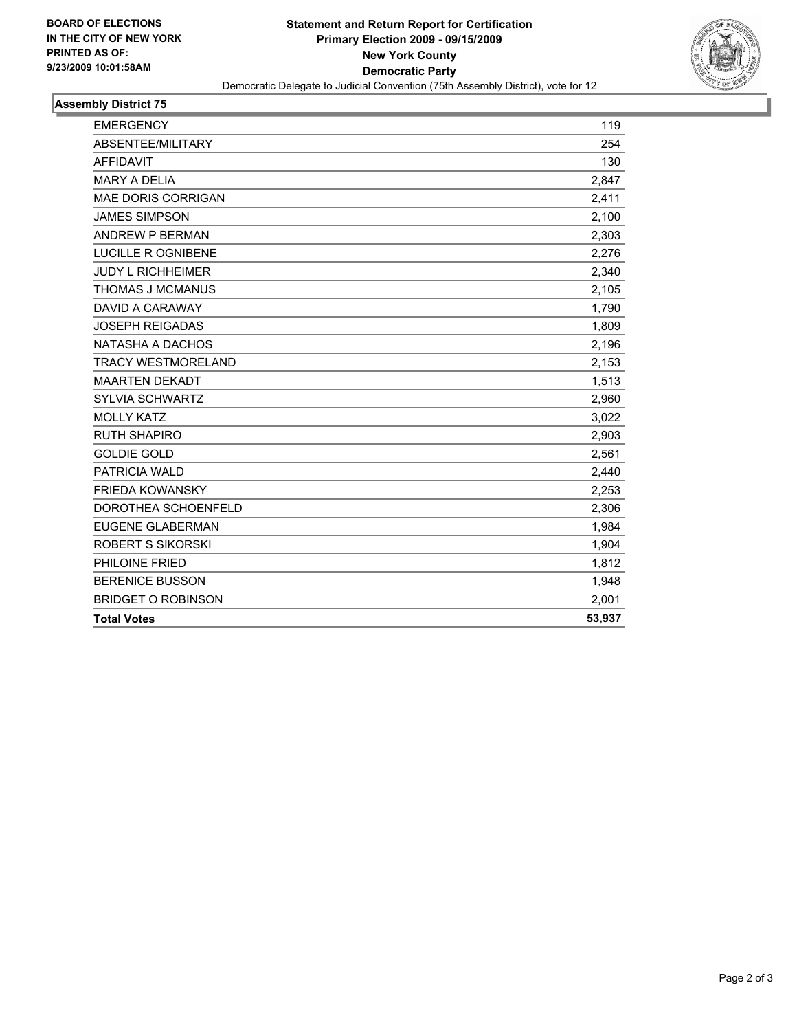**BOARD OF ELECTIONS**
**IN THE CITY OF NEW YORK**
**PRINTED AS OF:**
**9/23/2009 10:01:58AM**

**Statement and Return Report for Certification**
**Primary Election 2009 - 09/15/2009**
**New York County**
**Democratic Party**
Democratic Delegate to Judicial Convention (75th Assembly District), vote for 12

## Assembly District 75

| | |
|---|---|
| EMERGENCY | 119 |
| ABSENTEE/MILITARY | 254 |
| AFFIDAVIT | 130 |
| MARY A DELIA | 2,847 |
| MAE DORIS CORRIGAN | 2,411 |
| JAMES SIMPSON | 2,100 |
| ANDREW P BERMAN | 2,303 |
| LUCILLE R OGNIBENE | 2,276 |
| JUDY L RICHHEIMER | 2,340 |
| THOMAS J MCMANUS | 2,105 |
| DAVID A CARAWAY | 1,790 |
| JOSEPH REIGADAS | 1,809 |
| NATASHA A DACHOS | 2,196 |
| TRACY WESTMORELAND | 2,153 |
| MAARTEN DEKADT | 1,513 |
| SYLVIA SCHWARTZ | 2,960 |
| MOLLY KATZ | 3,022 |
| RUTH SHAPIRO | 2,903 |
| GOLDIE GOLD | 2,561 |
| PATRICIA WALD | 2,440 |
| FRIEDA KOWANSKY | 2,253 |
| DOROTHEA SCHOENFELD | 2,306 |
| EUGENE GLABERMAN | 1,984 |
| ROBERT S SIKORSKI | 1,904 |
| PHILOINE FRIED | 1,812 |
| BERENICE BUSSON | 1,948 |
| BRIDGET O ROBINSON | 2,001 |
| **Total Votes** | **53,937** |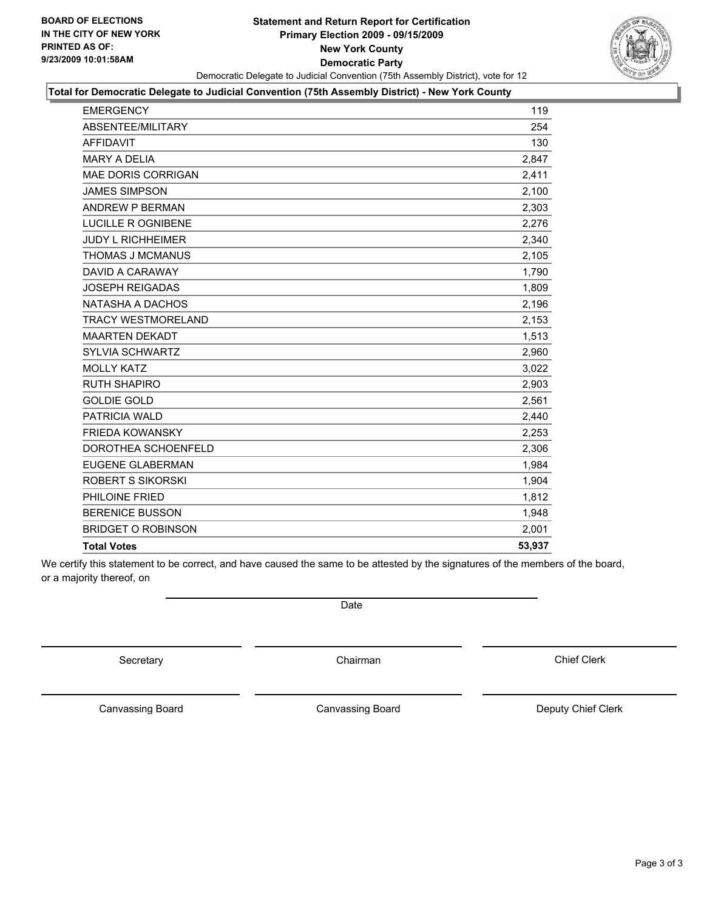**BOARD OF ELECTIONS IN THE CITY OF NEW YORK PRINTED AS OF: 9/23/2009 10:01:58AM**

# Statement and Return Report for Certification
## Primary Election 2009 - 09/15/2009
## New York County
## Democratic Party

Democratic Delegate to Judicial Convention (75th Assembly District), vote for 12

**Total for Democratic Delegate to Judicial Convention (75th Assembly District) - New York County**

| | |
|---|---|
| EMERGENCY | 119 |
| ABSENTEE/MILITARY | 254 |
| AFFIDAVIT | 130 |
| MARY A DELIA | 2,847 |
| MAE DORIS CORRIGAN | 2,411 |
| JAMES SIMPSON | 2,100 |
| ANDREW P BERMAN | 2,303 |
| LUCILLE R OGNIBENE | 2,276 |
| JUDY L RICHHEIMER | 2,340 |
| THOMAS J MCMANUS | 2,105 |
| DAVID A CARAWAY | 1,790 |
| JOSEPH REIGADAS | 1,809 |
| NATASHA A DACHOS | 2,196 |
| TRACY WESTMORELAND | 2,153 |
| MAARTEN DEKADT | 1,513 |
| SYLVIA SCHWARTZ | 2,960 |
| MOLLY KATZ | 3,022 |
| RUTH SHAPIRO | 2,903 |
| GOLDIE GOLD | 2,561 |
| PATRICIA WALD | 2,440 |
| FRIEDA KOWANSKY | 2,253 |
| DOROTHEA SCHOENFELD | 2,306 |
| EUGENE GLABERMAN | 1,984 |
| ROBERT S SIKORSKI | 1,904 |
| PHILOINE FRIED | 1,812 |
| BERENICE BUSSON | 1,948 |
| BRIDGET O ROBINSON | 2,001 |
| **Total Votes** | **53,937** |

We certify this statement to be correct, and have caused the same to be attested by the signatures of the members of the board, or a majority thereof, on

Date

Secretary | Chairman | Chief Clerk

Canvassing Board | Canvassing Board | Deputy Chief Clerk